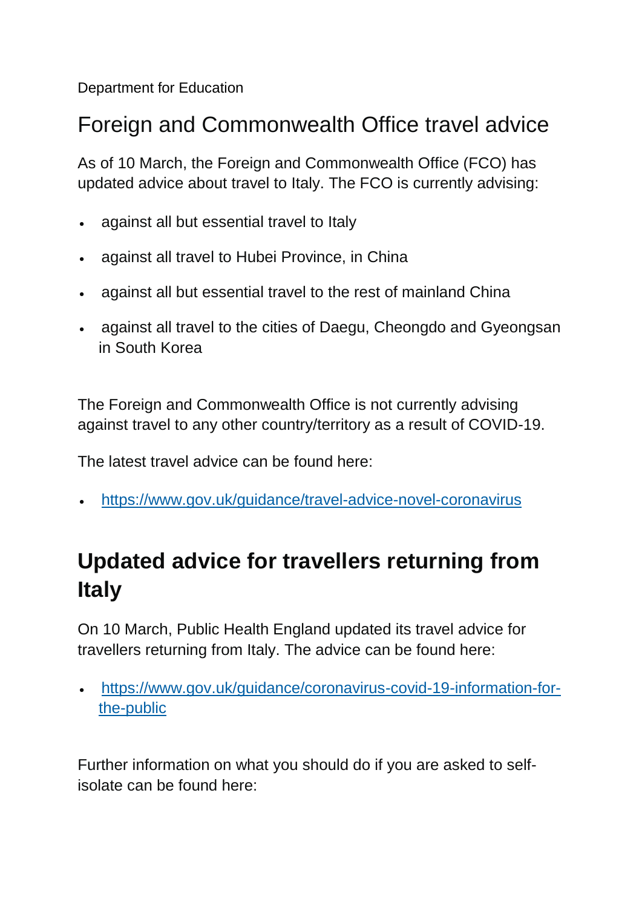Department for Education

## Foreign and Commonwealth Office travel advice

As of 10 March, the Foreign and Commonwealth Office (FCO) has updated advice about travel to Italy. The FCO is currently advising:

- against all but essential travel to Italy
- against all travel to Hubei Province, in China
- against all but essential travel to the rest of mainland China
- against all travel to the cities of Daegu, Cheongdo and Gyeongsan in South Korea

The Foreign and Commonwealth Office is not currently advising against travel to any other country/territory as a result of COVID-19.

The latest travel advice can be found here:

- https://www.gov.uk/guidance/travel-advice-novel-coronavirus

## Updated advice for travellers returning from Italy

On 10 March, Public Health England updated its travel advice for travellers returning from Italy. The advice can be found here:

- https://www.gov.uk/guidance/coronavirus-covid-19-information-for-the-public

Further information on what you should do if you are asked to self-isolate can be found here: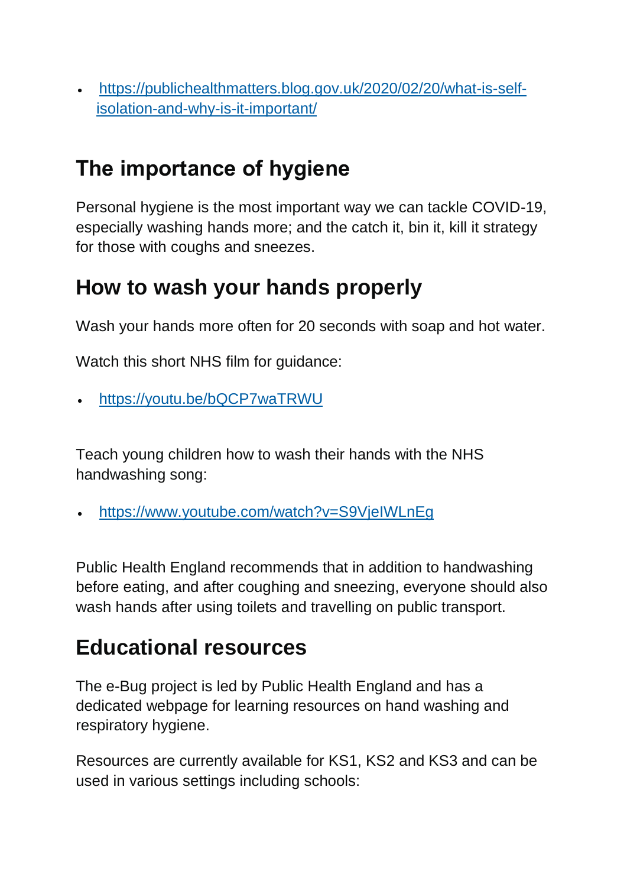- https://publichealthmatters.blog.gov.uk/2020/02/20/what-is-self-isolation-and-why-is-it-important/

## The importance of hygiene

Personal hygiene is the most important way we can tackle COVID-19, especially washing hands more; and the catch it, bin it, kill it strategy for those with coughs and sneezes.

## How to wash your hands properly

Wash your hands more often for 20 seconds with soap and hot water.

Watch this short NHS film for guidance:

- https://youtu.be/bQCP7waTRWU

Teach young children how to wash their hands with the NHS handwashing song:

- https://www.youtube.com/watch?v=S9VjeIWLnEg

Public Health England recommends that in addition to handwashing before eating, and after coughing and sneezing, everyone should also wash hands after using toilets and travelling on public transport.

## Educational resources

The e-Bug project is led by Public Health England and has a dedicated webpage for learning resources on hand washing and respiratory hygiene.

Resources are currently available for KS1, KS2 and KS3 and can be used in various settings including schools: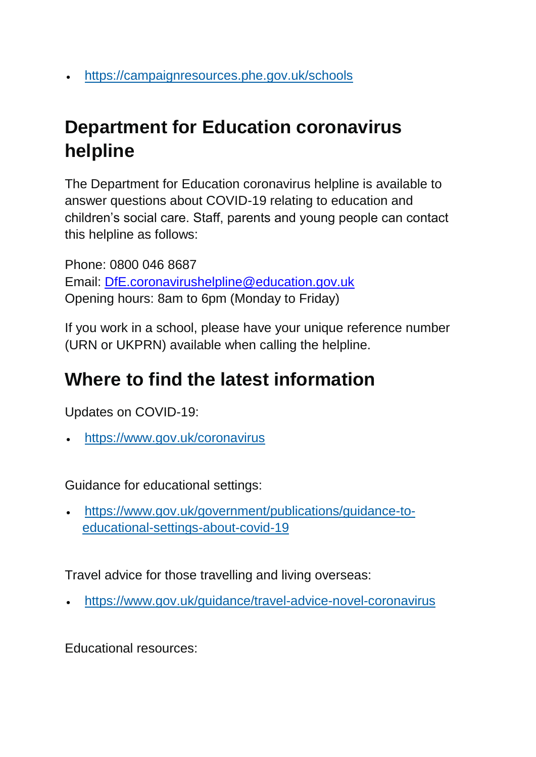- https://campaignresources.phe.gov.uk/schools

## Department for Education coronavirus helpline

The Department for Education coronavirus helpline is available to answer questions about COVID-19 relating to education and children's social care. Staff, parents and young people can contact this helpline as follows:

Phone: 0800 046 8687
Email: DfE.coronavirushelpline@education.gov.uk
Opening hours: 8am to 6pm (Monday to Friday)

If you work in a school, please have your unique reference number (URN or UKPRN) available when calling the helpline.

## Where to find the latest information

Updates on COVID-19:

- https://www.gov.uk/coronavirus

Guidance for educational settings:

- https://www.gov.uk/government/publications/guidance-to-educational-settings-about-covid-19

Travel advice for those travelling and living overseas:

- https://www.gov.uk/guidance/travel-advice-novel-coronavirus

Educational resources: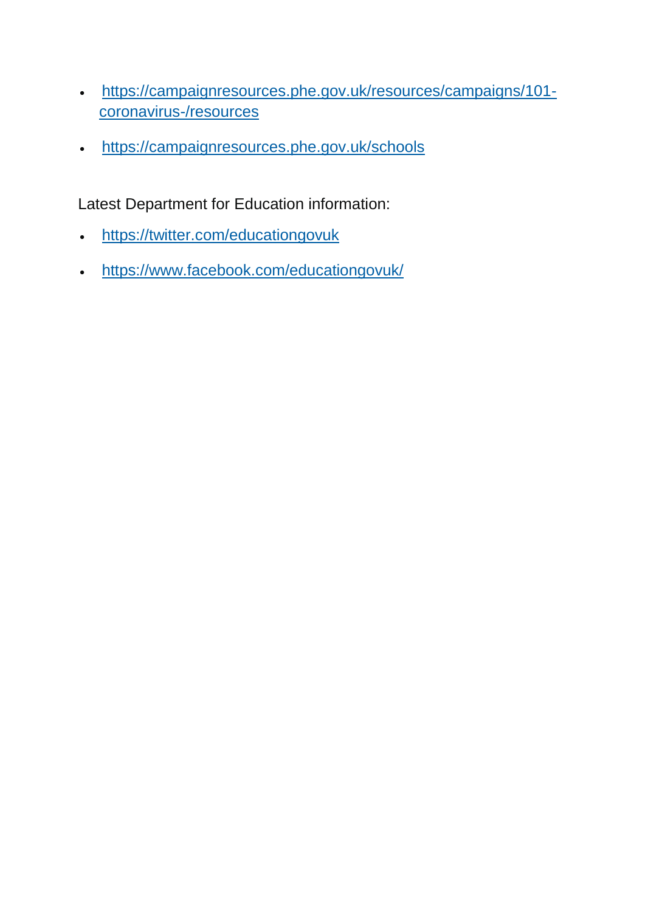- https://campaignresources.phe.gov.uk/resources/campaigns/101-coronavirus-/resources
- https://campaignresources.phe.gov.uk/schools

Latest Department for Education information:

- https://twitter.com/educationgovuk
- https://www.facebook.com/educationgovuk/